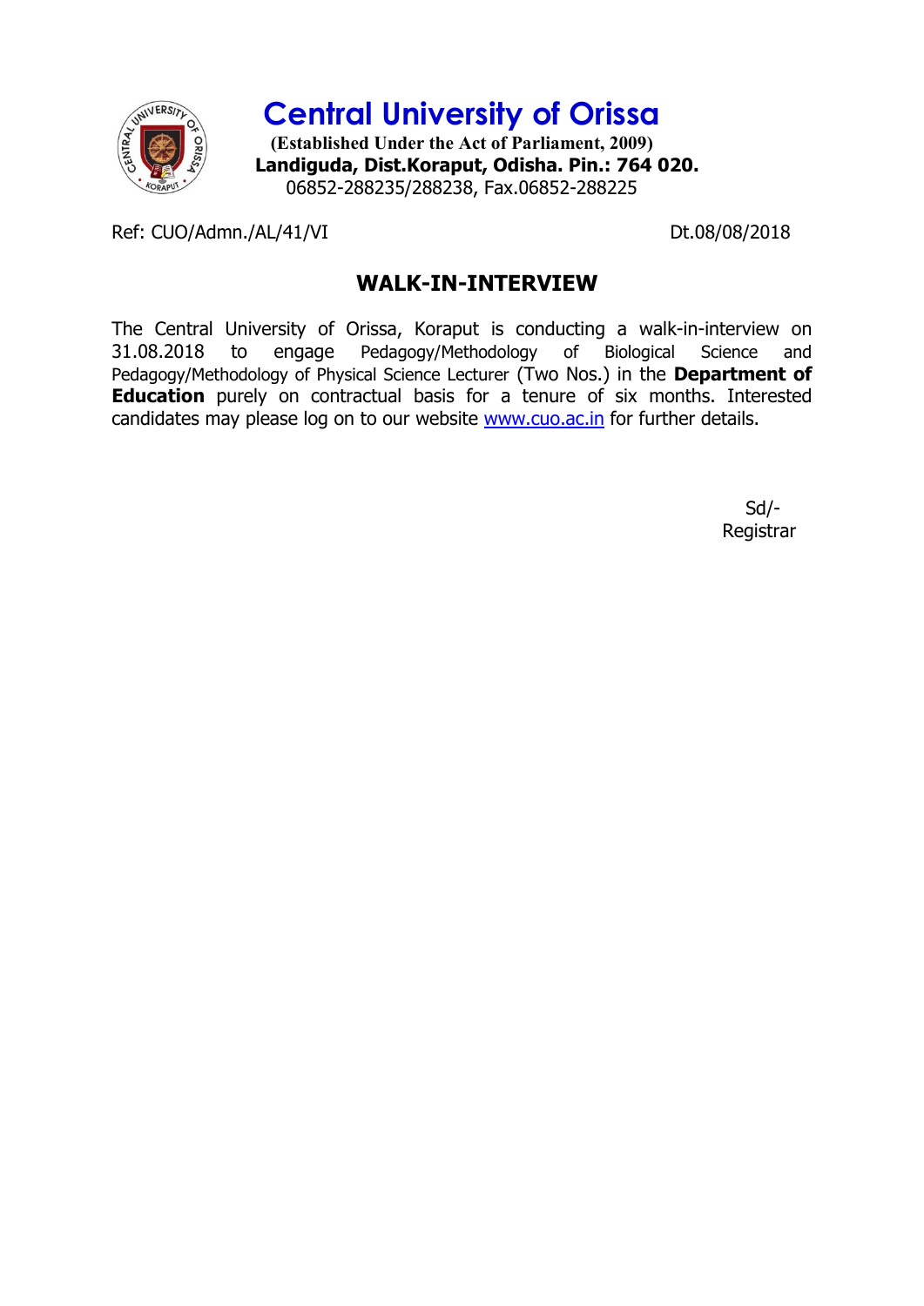# Central University of Orissa

**(Established Under the Act of Parliament, 2009)**
**Landiguda, Dist.Koraput, Odisha. Pin.: 764 020.**
06852-288235/288238, Fax.06852-288225

Ref: CUO/Admn./AL/41/VI

Dt.08/08/2018

## WALK-IN-INTERVIEW

The Central University of Orissa, Koraput is conducting a walk-in-interview on 31.08.2018 to engage Pedagogy/Methodology of Biological Science and Pedagogy/Methodology of Physical Science Lecturer (Two Nos.) in the **Department of Education** purely on contractual basis for a tenure of six months. Interested candidates may please log on to our website www.cuo.ac.in for further details.

Sd/-
Registrar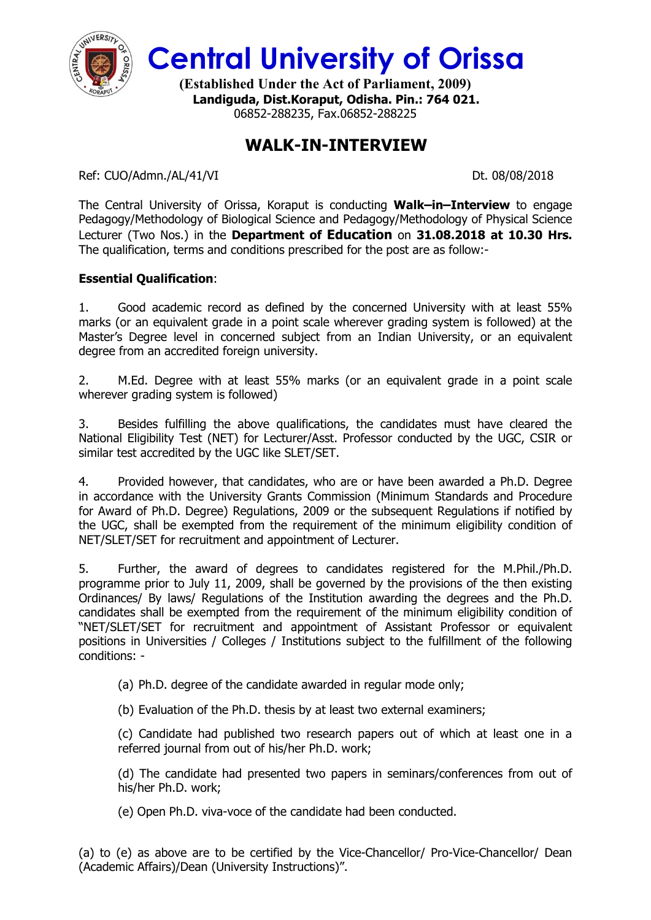# Central University of Orissa

**(Established Under the Act of Parliament, 2009)**
**Landiguda, Dist.Koraput, Odisha. Pin.: 764 021.**
06852-288235, Fax.06852-288225

## WALK-IN-INTERVIEW

Ref: CUO/Admn./AL/41/VI Dt. 08/08/2018

The Central University of Orissa, Koraput is conducting **Walk–in–Interview** to engage Pedagogy/Methodology of Biological Science and Pedagogy/Methodology of Physical Science Lecturer (Two Nos.) in the **Department of Education** on **31.08.2018 at 10.30 Hrs.** The qualification, terms and conditions prescribed for the post are as follow:-

**Essential Qualification**:

1. Good academic record as defined by the concerned University with at least 55% marks (or an equivalent grade in a point scale wherever grading system is followed) at the Master's Degree level in concerned subject from an Indian University, or an equivalent degree from an accredited foreign university.

2. M.Ed. Degree with at least 55% marks (or an equivalent grade in a point scale wherever grading system is followed)

3. Besides fulfilling the above qualifications, the candidates must have cleared the National Eligibility Test (NET) for Lecturer/Asst. Professor conducted by the UGC, CSIR or similar test accredited by the UGC like SLET/SET.

4. Provided however, that candidates, who are or have been awarded a Ph.D. Degree in accordance with the University Grants Commission (Minimum Standards and Procedure for Award of Ph.D. Degree) Regulations, 2009 or the subsequent Regulations if notified by the UGC, shall be exempted from the requirement of the minimum eligibility condition of NET/SLET/SET for recruitment and appointment of Lecturer.

5. Further, the award of degrees to candidates registered for the M.Phil./Ph.D. programme prior to July 11, 2009, shall be governed by the provisions of the then existing Ordinances/ By laws/ Regulations of the Institution awarding the degrees and the Ph.D. candidates shall be exempted from the requirement of the minimum eligibility condition of "NET/SLET/SET for recruitment and appointment of Assistant Professor or equivalent positions in Universities / Colleges / Institutions subject to the fulfillment of the following conditions: -

   (a) Ph.D. degree of the candidate awarded in regular mode only;

   (b) Evaluation of the Ph.D. thesis by at least two external examiners;

   (c) Candidate had published two research papers out of which at least one in a referred journal from out of his/her Ph.D. work;

   (d) The candidate had presented two papers in seminars/conferences from out of his/her Ph.D. work;

   (e) Open Ph.D. viva-voce of the candidate had been conducted.

(a) to (e) as above are to be certified by the Vice-Chancellor/ Pro-Vice-Chancellor/ Dean (Academic Affairs)/Dean (University Instructions)".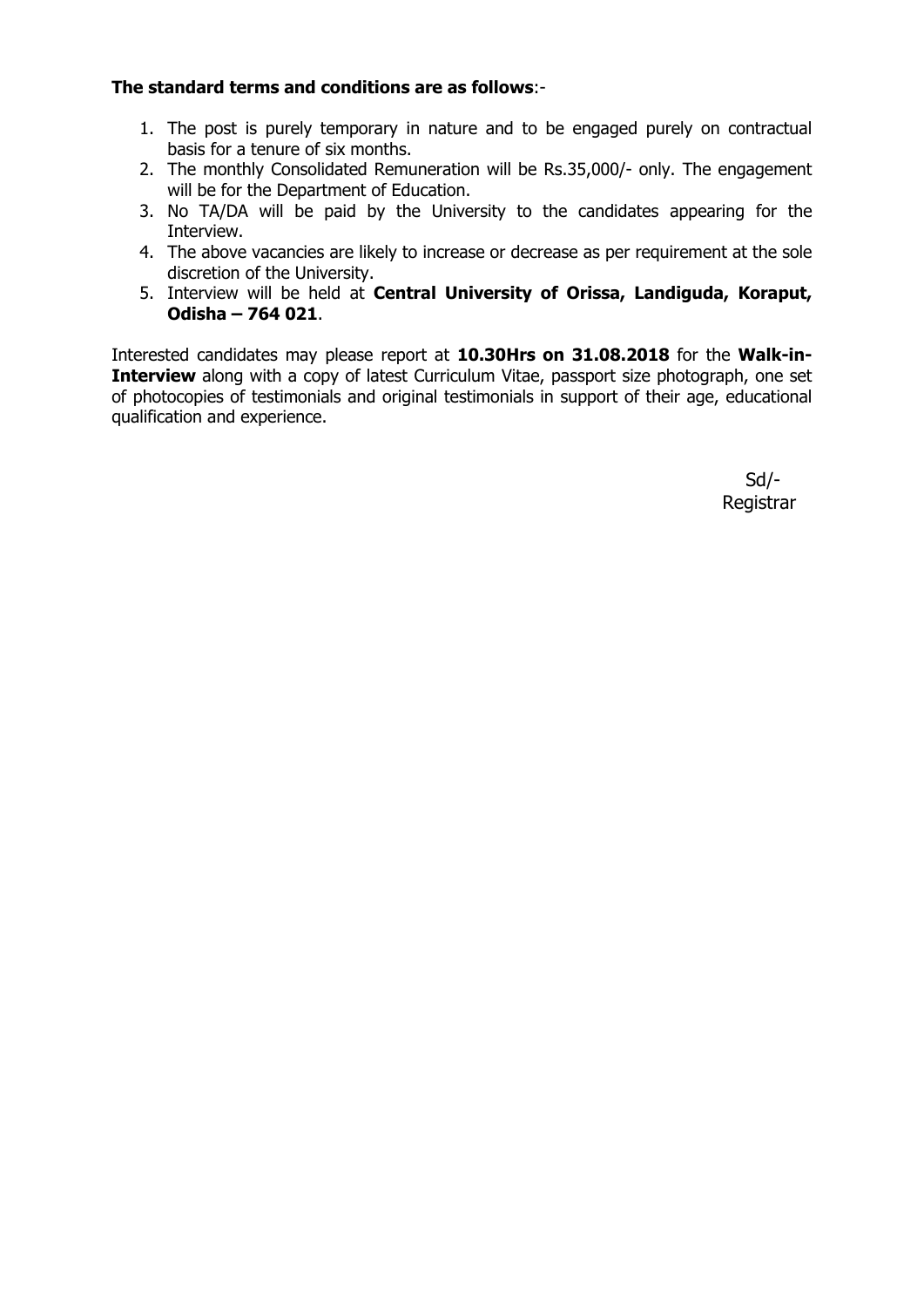**The standard terms and conditions are as follows**:-

1. The post is purely temporary in nature and to be engaged purely on contractual basis for a tenure of six months.
2. The monthly Consolidated Remuneration will be Rs.35,000/- only. The engagement will be for the Department of Education.
3. No TA/DA will be paid by the University to the candidates appearing for the Interview.
4. The above vacancies are likely to increase or decrease as per requirement at the sole discretion of the University.
5. Interview will be held at **Central University of Orissa, Landiguda, Koraput, Odisha – 764 021**.

Interested candidates may please report at **10.30Hrs on 31.08.2018** for the **Walk-in-Interview** along with a copy of latest Curriculum Vitae, passport size photograph, one set of photocopies of testimonials and original testimonials in support of their age, educational qualification and experience.

Sd/-
Registrar